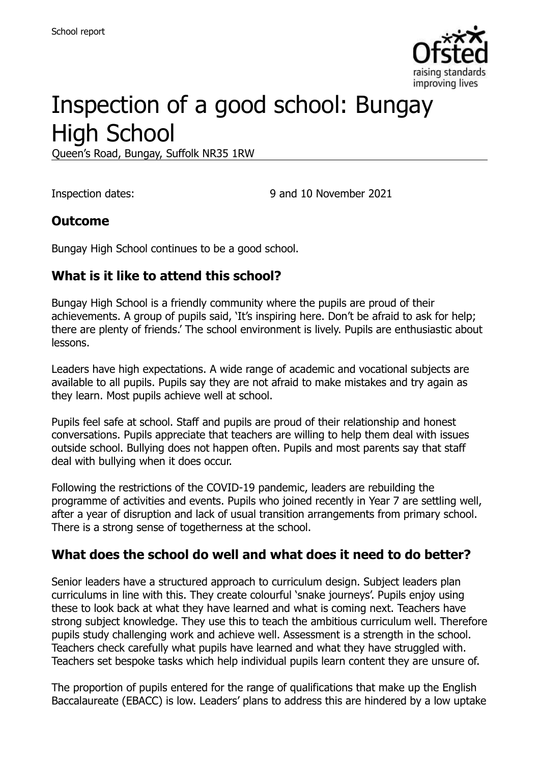School report

# Inspection of a good school: Bungay High School

Queen's Road, Bungay, Suffolk NR35 1RW

Inspection dates: 9 and 10 November 2021

## Outcome

Bungay High School continues to be a good school.

## What is it like to attend this school?

Bungay High School is a friendly community where the pupils are proud of their achievements. A group of pupils said, 'It's inspiring here. Don't be afraid to ask for help; there are plenty of friends.' The school environment is lively. Pupils are enthusiastic about lessons.

Leaders have high expectations. A wide range of academic and vocational subjects are available to all pupils. Pupils say they are not afraid to make mistakes and try again as they learn. Most pupils achieve well at school.

Pupils feel safe at school. Staff and pupils are proud of their relationship and honest conversations. Pupils appreciate that teachers are willing to help them deal with issues outside school. Bullying does not happen often. Pupils and most parents say that staff deal with bullying when it does occur.

Following the restrictions of the COVID-19 pandemic, leaders are rebuilding the programme of activities and events. Pupils who joined recently in Year 7 are settling well, after a year of disruption and lack of usual transition arrangements from primary school. There is a strong sense of togetherness at the school.

## What does the school do well and what does it need to do better?

Senior leaders have a structured approach to curriculum design. Subject leaders plan curriculums in line with this. They create colourful 'snake journeys'. Pupils enjoy using these to look back at what they have learned and what is coming next. Teachers have strong subject knowledge. They use this to teach the ambitious curriculum well. Therefore pupils study challenging work and achieve well. Assessment is a strength in the school. Teachers check carefully what pupils have learned and what they have struggled with. Teachers set bespoke tasks which help individual pupils learn content they are unsure of.

The proportion of pupils entered for the range of qualifications that make up the English Baccalaureate (EBACC) is low. Leaders' plans to address this are hindered by a low uptake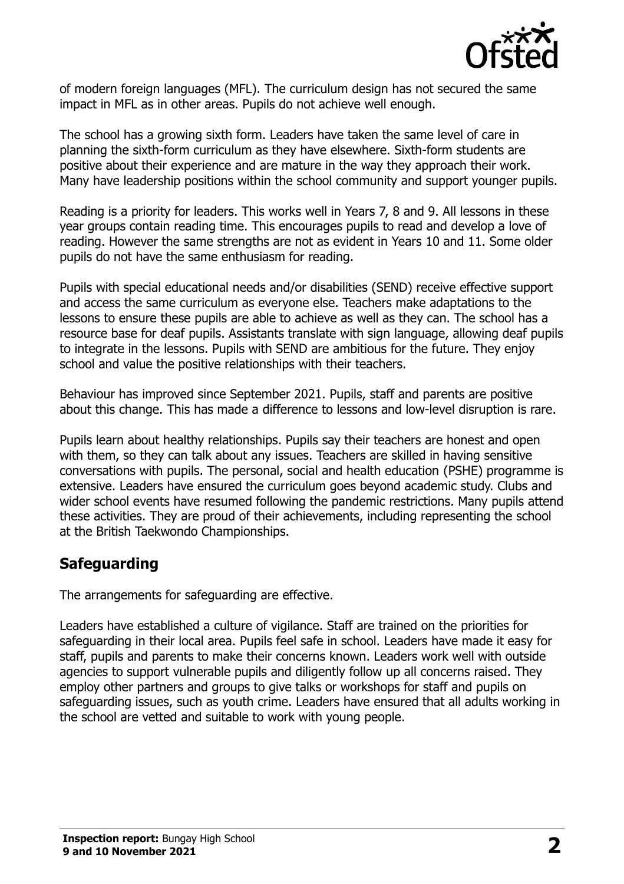of modern foreign languages (MFL). The curriculum design has not secured the same impact in MFL as in other areas. Pupils do not achieve well enough.

The school has a growing sixth form. Leaders have taken the same level of care in planning the sixth-form curriculum as they have elsewhere. Sixth-form students are positive about their experience and are mature in the way they approach their work. Many have leadership positions within the school community and support younger pupils.

Reading is a priority for leaders. This works well in Years 7, 8 and 9. All lessons in these year groups contain reading time. This encourages pupils to read and develop a love of reading. However the same strengths are not as evident in Years 10 and 11. Some older pupils do not have the same enthusiasm for reading.

Pupils with special educational needs and/or disabilities (SEND) receive effective support and access the same curriculum as everyone else. Teachers make adaptations to the lessons to ensure these pupils are able to achieve as well as they can. The school has a resource base for deaf pupils. Assistants translate with sign language, allowing deaf pupils to integrate in the lessons. Pupils with SEND are ambitious for the future. They enjoy school and value the positive relationships with their teachers.

Behaviour has improved since September 2021. Pupils, staff and parents are positive about this change. This has made a difference to lessons and low-level disruption is rare.

Pupils learn about healthy relationships. Pupils say their teachers are honest and open with them, so they can talk about any issues. Teachers are skilled in having sensitive conversations with pupils. The personal, social and health education (PSHE) programme is extensive. Leaders have ensured the curriculum goes beyond academic study. Clubs and wider school events have resumed following the pandemic restrictions. Many pupils attend these activities. They are proud of their achievements, including representing the school at the British Taekwondo Championships.

## Safeguarding

The arrangements for safeguarding are effective.

Leaders have established a culture of vigilance. Staff are trained on the priorities for safeguarding in their local area. Pupils feel safe in school. Leaders have made it easy for staff, pupils and parents to make their concerns known. Leaders work well with outside agencies to support vulnerable pupils and diligently follow up all concerns raised. They employ other partners and groups to give talks or workshops for staff and pupils on safeguarding issues, such as youth crime. Leaders have ensured that all adults working in the school are vetted and suitable to work with young people.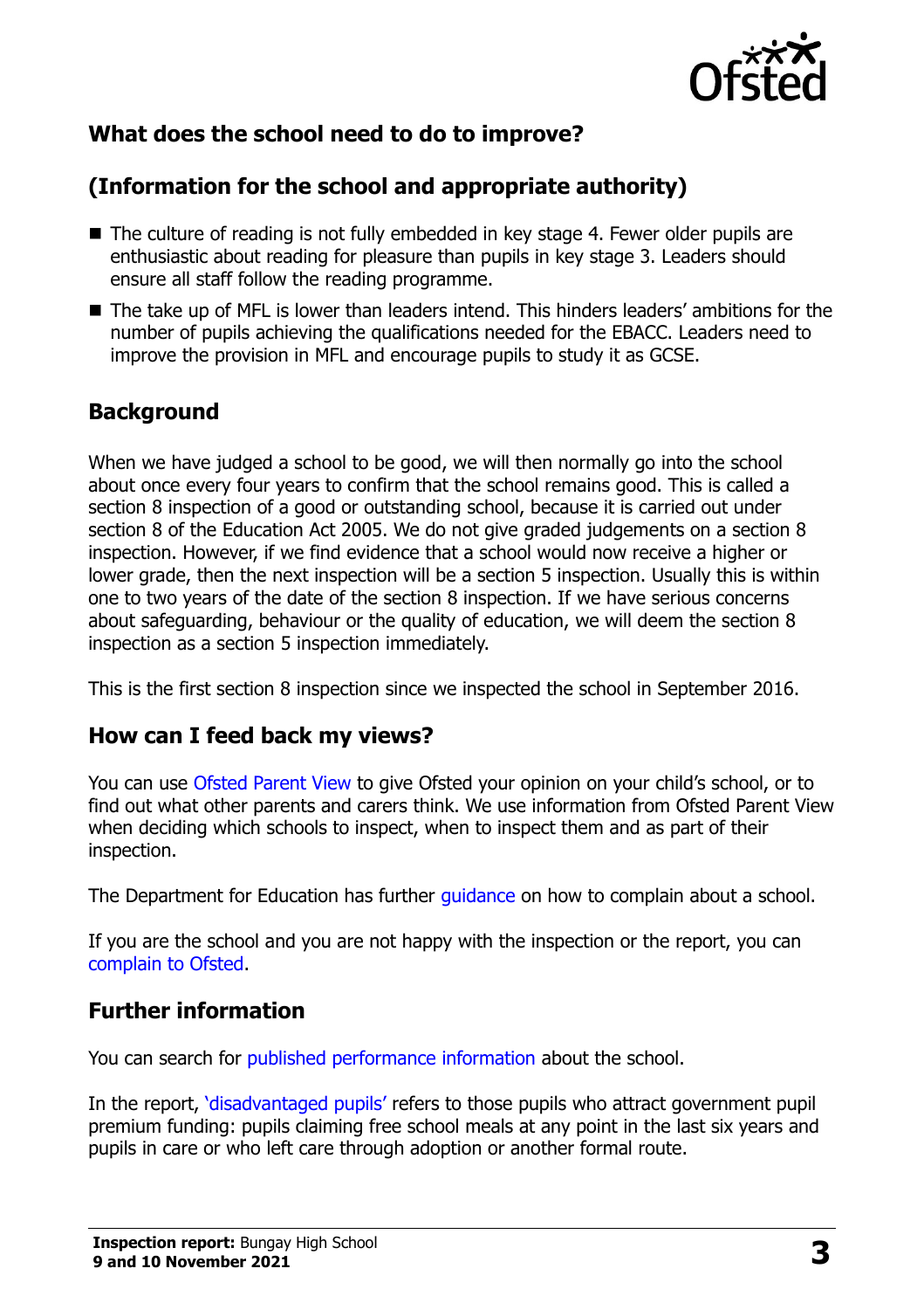## What does the school need to do to improve?

## (Information for the school and appropriate authority)

- The culture of reading is not fully embedded in key stage 4. Fewer older pupils are enthusiastic about reading for pleasure than pupils in key stage 3. Leaders should ensure all staff follow the reading programme.
- The take up of MFL is lower than leaders intend. This hinders leaders' ambitions for the number of pupils achieving the qualifications needed for the EBACC. Leaders need to improve the provision in MFL and encourage pupils to study it as GCSE.

## Background

When we have judged a school to be good, we will then normally go into the school about once every four years to confirm that the school remains good. This is called a section 8 inspection of a good or outstanding school, because it is carried out under section 8 of the Education Act 2005. We do not give graded judgements on a section 8 inspection. However, if we find evidence that a school would now receive a higher or lower grade, then the next inspection will be a section 5 inspection. Usually this is within one to two years of the date of the section 8 inspection. If we have serious concerns about safeguarding, behaviour or the quality of education, we will deem the section 8 inspection as a section 5 inspection immediately.

This is the first section 8 inspection since we inspected the school in September 2016.

## How can I feed back my views?

You can use Ofsted Parent View to give Ofsted your opinion on your child's school, or to find out what other parents and carers think. We use information from Ofsted Parent View when deciding which schools to inspect, when to inspect them and as part of their inspection.

The Department for Education has further guidance on how to complain about a school.

If you are the school and you are not happy with the inspection or the report, you can complain to Ofsted.

## Further information

You can search for published performance information about the school.

In the report, 'disadvantaged pupils' refers to those pupils who attract government pupil premium funding: pupils claiming free school meals at any point in the last six years and pupils in care or who left care through adoption or another formal route.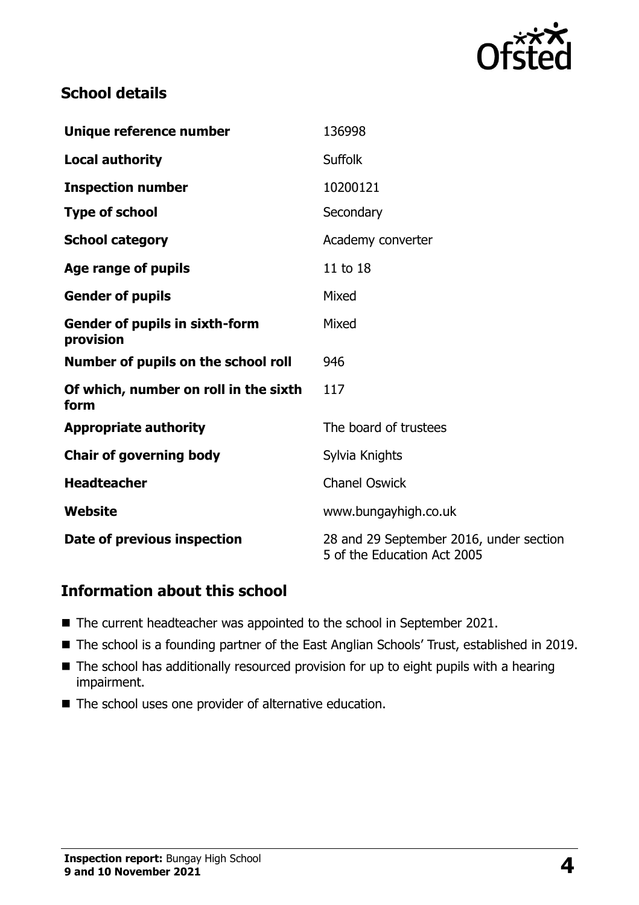## School details

| | |
|---|---|
| **Unique reference number** | 136998 |
| **Local authority** | Suffolk |
| **Inspection number** | 10200121 |
| **Type of school** | Secondary |
| **School category** | Academy converter |
| **Age range of pupils** | 11 to 18 |
| **Gender of pupils** | Mixed |
| **Gender of pupils in sixth-form provision** | Mixed |
| **Number of pupils on the school roll** | 946 |
| **Of which, number on roll in the sixth form** | 117 |
| **Appropriate authority** | The board of trustees |
| **Chair of governing body** | Sylvia Knights |
| **Headteacher** | Chanel Oswick |
| **Website** | www.bungayhigh.co.uk |
| **Date of previous inspection** | 28 and 29 September 2016, under section 5 of the Education Act 2005 |

## Information about this school

- The current headteacher was appointed to the school in September 2021.
- The school is a founding partner of the East Anglian Schools' Trust, established in 2019.
- The school has additionally resourced provision for up to eight pupils with a hearing impairment.
- The school uses one provider of alternative education.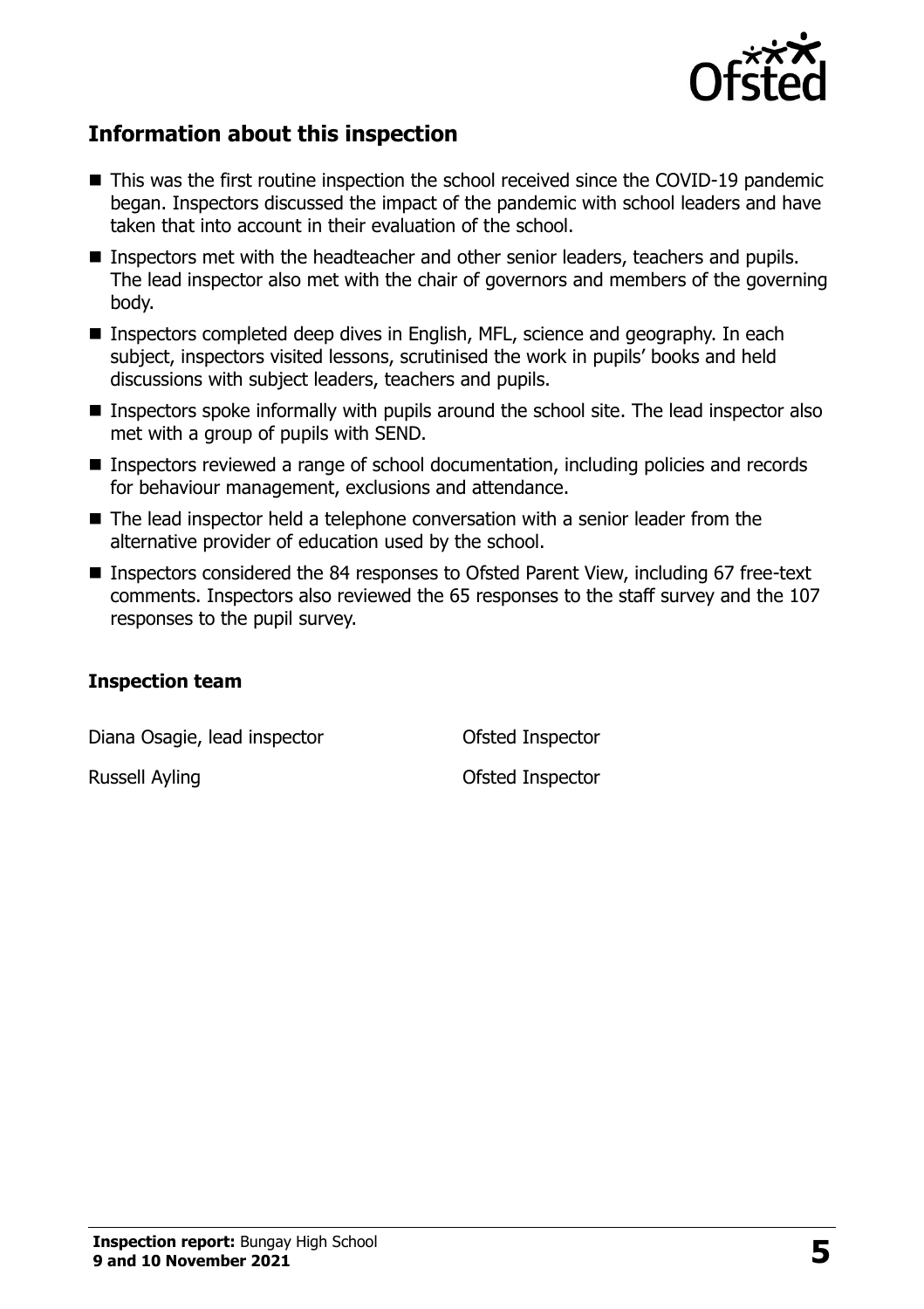## Information about this inspection

- This was the first routine inspection the school received since the COVID-19 pandemic began. Inspectors discussed the impact of the pandemic with school leaders and have taken that into account in their evaluation of the school.
- Inspectors met with the headteacher and other senior leaders, teachers and pupils. The lead inspector also met with the chair of governors and members of the governing body.
- Inspectors completed deep dives in English, MFL, science and geography. In each subject, inspectors visited lessons, scrutinised the work in pupils' books and held discussions with subject leaders, teachers and pupils.
- Inspectors spoke informally with pupils around the school site. The lead inspector also met with a group of pupils with SEND.
- Inspectors reviewed a range of school documentation, including policies and records for behaviour management, exclusions and attendance.
- The lead inspector held a telephone conversation with a senior leader from the alternative provider of education used by the school.
- Inspectors considered the 84 responses to Ofsted Parent View, including 67 free-text comments. Inspectors also reviewed the 65 responses to the staff survey and the 107 responses to the pupil survey.

### Inspection team

| | |
|---|---|
| Diana Osagie, lead inspector | Ofsted Inspector |
| Russell Ayling | Ofsted Inspector |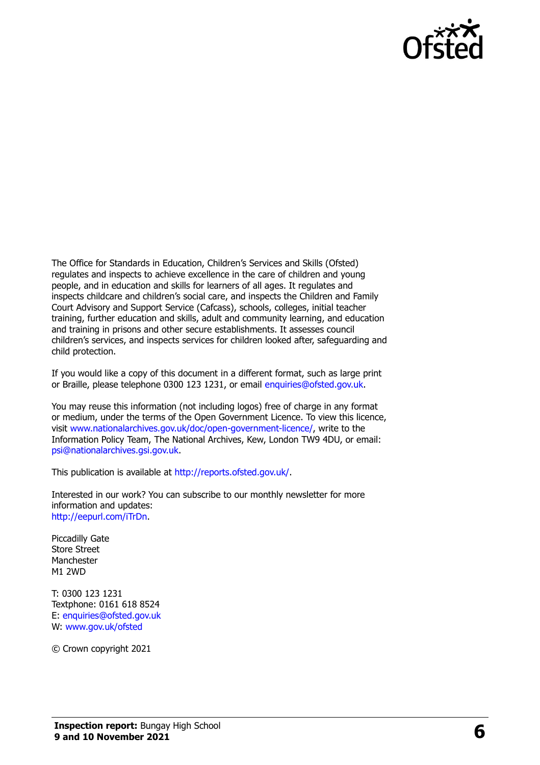The Office for Standards in Education, Children's Services and Skills (Ofsted) regulates and inspects to achieve excellence in the care of children and young people, and in education and skills for learners of all ages. It regulates and inspects childcare and children's social care, and inspects the Children and Family Court Advisory and Support Service (Cafcass), schools, colleges, initial teacher training, further education and skills, adult and community learning, and education and training in prisons and other secure establishments. It assesses council children's services, and inspects services for children looked after, safeguarding and child protection.

If you would like a copy of this document in a different format, such as large print or Braille, please telephone 0300 123 1231, or email enquiries@ofsted.gov.uk.

You may reuse this information (not including logos) free of charge in any format or medium, under the terms of the Open Government Licence. To view this licence, visit www.nationalarchives.gov.uk/doc/open-government-licence/, write to the Information Policy Team, The National Archives, Kew, London TW9 4DU, or email: psi@nationalarchives.gsi.gov.uk.

This publication is available at http://reports.ofsted.gov.uk/.

Interested in our work? You can subscribe to our monthly newsletter for more information and updates:
http://eepurl.com/iTrDn.

Piccadilly Gate
Store Street
Manchester
M1 2WD

T: 0300 123 1231
Textphone: 0161 618 8524
E: enquiries@ofsted.gov.uk
W: www.gov.uk/ofsted

© Crown copyright 2021